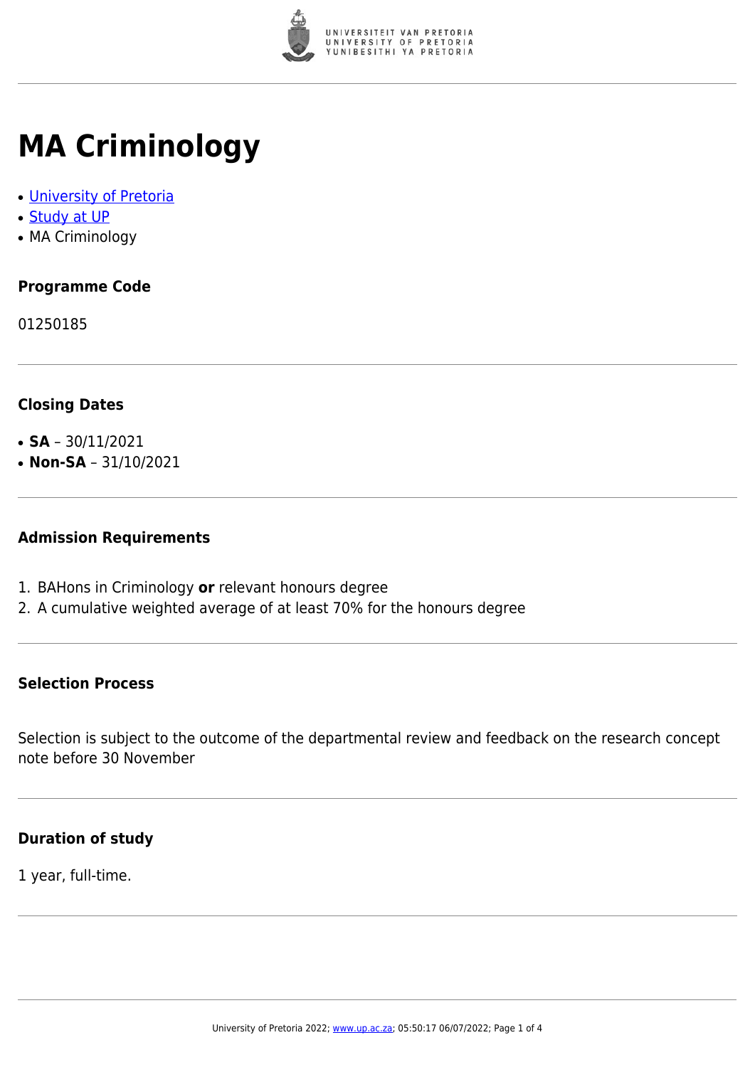# MA Criminology

- [University of Pretoria]
- [Study at UP]
- MA Criminology

### Programme Code

01250185

### Closing Dates

- **SA** – 30/11/2021
- **Non-SA** – 31/10/2021

### Admission Requirements

1. BAHons in Criminology **or** relevant honours degree
2. A cumulative weighted average of at least 70% for the honours degree

### Selection Process

Selection is subject to the outcome of the departmental review and feedback on the research concept note before 30 November

### Duration of study

1 year, full-time.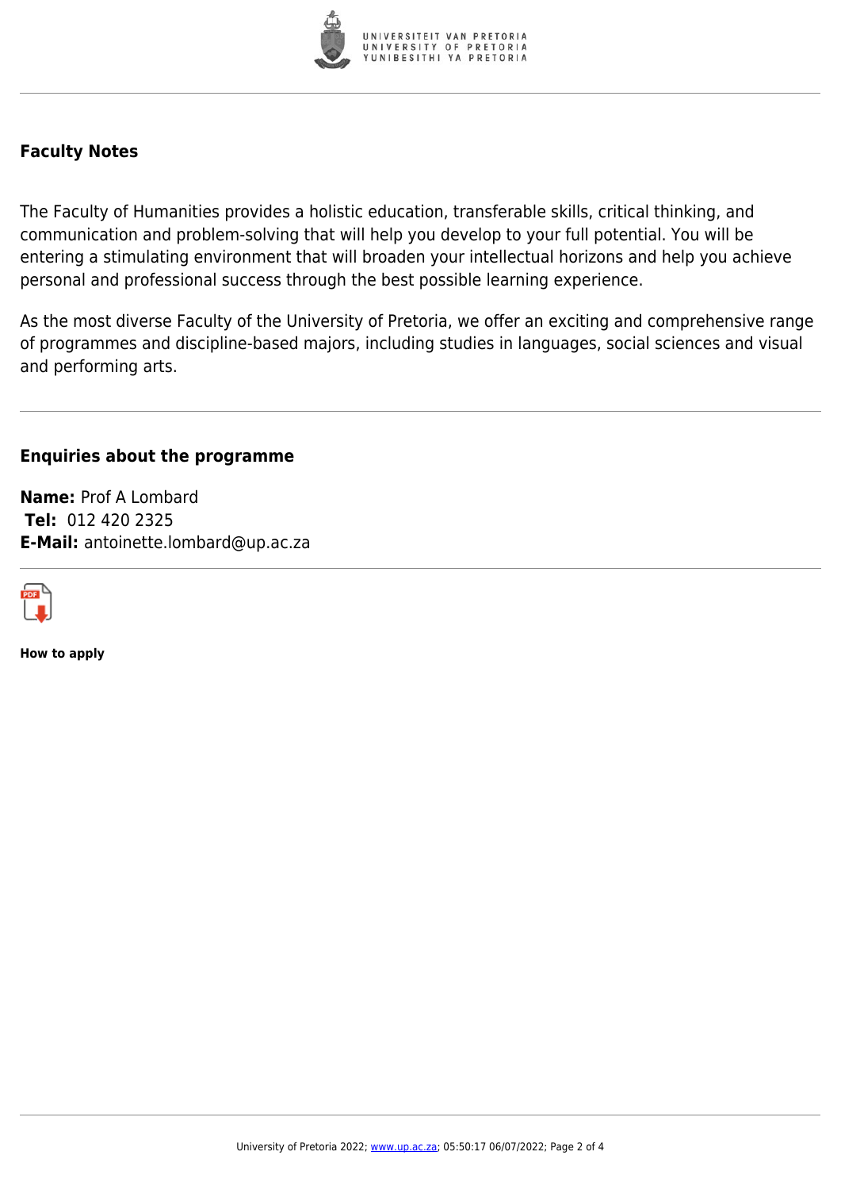### Faculty Notes

The Faculty of Humanities provides a holistic education, transferable skills, critical thinking, and communication and problem-solving that will help you develop to your full potential. You will be entering a stimulating environment that will broaden your intellectual horizons and help you achieve personal and professional success through the best possible learning experience.

As the most diverse Faculty of the University of Pretoria, we offer an exciting and comprehensive range of programmes and discipline-based majors, including studies in languages, social sciences and visual and performing arts.

### Enquiries about the programme

**Name:** Prof A Lombard
**Tel:** 012 420 2325
**E-Mail:** antoinette.lombard@up.ac.za

**How to apply**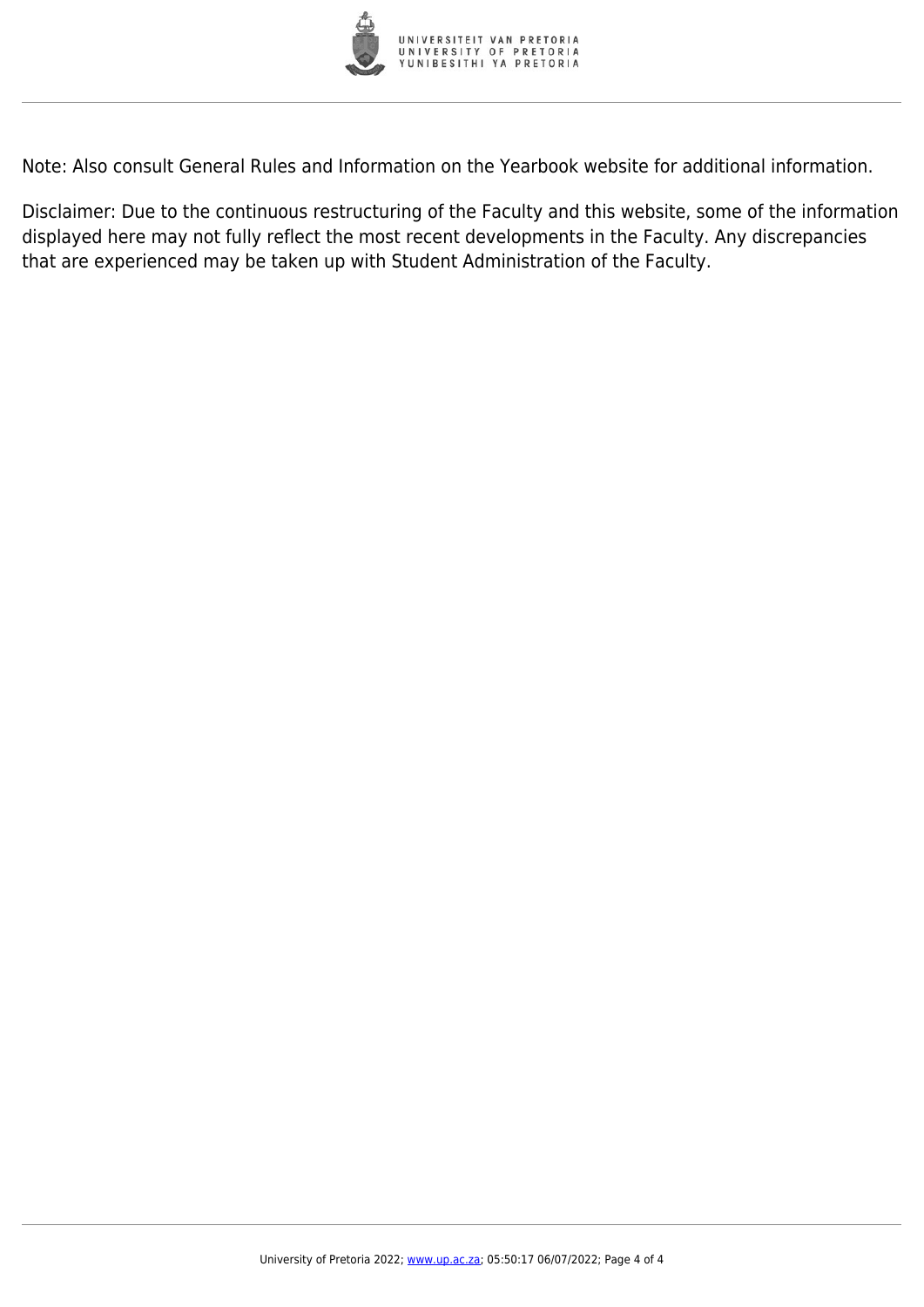Note: Also consult General Rules and Information on the Yearbook website for additional information.

Disclaimer: Due to the continuous restructuring of the Faculty and this website, some of the information displayed here may not fully reflect the most recent developments in the Faculty. Any discrepancies that are experienced may be taken up with Student Administration of the Faculty.